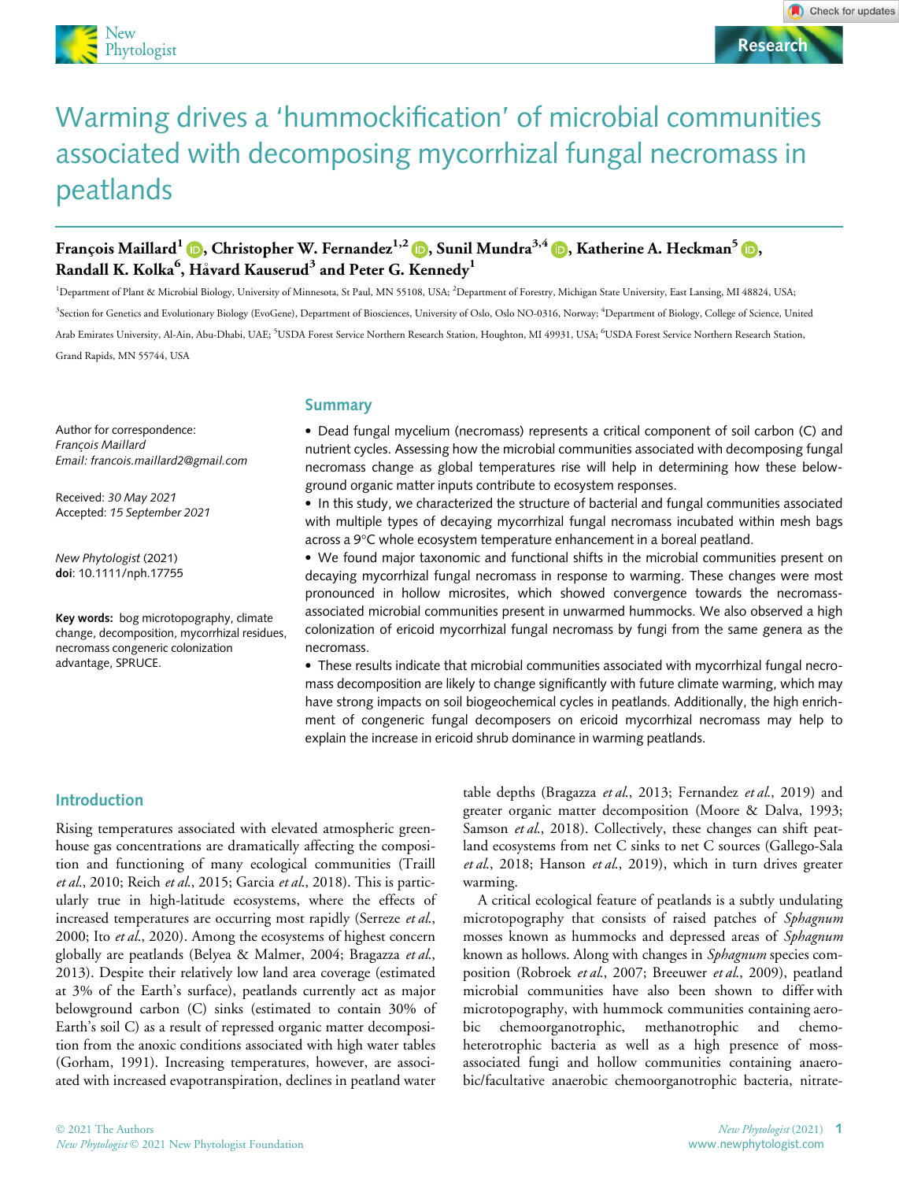# Warming drives a 'hummockification' of microbial communities associated with decomposing mycorrhizal fungal necromass in peatlands

**François Maillard[1], Christopher W. Fernandez[1,2], Sunil Mundra[3,4], Katherine A. Heckman[5], Randall K. Kolka[6], Håvard Kauserud[3] and Peter G. Kennedy[1]**

[1]Department of Plant & Microbial Biology, University of Minnesota, St Paul, MN 55108, USA; [2]Department of Forestry, Michigan State University, East Lansing, MI 48824, USA; [3]Section for Genetics and Evolutionary Biology (EvoGene), Department of Biosciences, University of Oslo, Oslo NO-0316, Norway; [4]Department of Biology, College of Science, United Arab Emirates University, Al-Ain, Abu-Dhabi, UAE; [5]USDA Forest Service Northern Research Station, Houghton, MI 49931, USA; [6]USDA Forest Service Northern Research Station, Grand Rapids, MN 55744, USA

Author for correspondence:
*François Maillard*
*Email: francois.maillard2@gmail.com*

Received: *30 May 2021*
Accepted: *15 September 2021*

*New Phytologist* (2021)
**doi**: 10.1111/nph.17755

**Key words:** bog microtopography, climate change, decomposition, mycorrhizal residues, necromass congeneric colonization advantage, SPRUCE.

## Summary

- Dead fungal mycelium (necromass) represents a critical component of soil carbon (C) and nutrient cycles. Assessing how the microbial communities associated with decomposing fungal necromass change as global temperatures rise will help in determining how these below-ground organic matter inputs contribute to ecosystem responses.
- In this study, we characterized the structure of bacterial and fungal communities associated with multiple types of decaying mycorrhizal fungal necromass incubated within mesh bags across a 9°C whole ecosystem temperature enhancement in a boreal peatland.
- We found major taxonomic and functional shifts in the microbial communities present on decaying mycorrhizal fungal necromass in response to warming. These changes were most pronounced in hollow microsites, which showed convergence towards the necromass-associated microbial communities present in unwarmed hummocks. We also observed a high colonization of ericoid mycorrhizal fungal necromass by fungi from the same genera as the necromass.
- These results indicate that microbial communities associated with mycorrhizal fungal necromass decomposition are likely to change significantly with future climate warming, which may have strong impacts on soil biogeochemical cycles in peatlands. Additionally, the high enrichment of congeneric fungal decomposers on ericoid mycorrhizal necromass may help to explain the increase in ericoid shrub dominance in warming peatlands.

## Introduction

Rising temperatures associated with elevated atmospheric greenhouse gas concentrations are dramatically affecting the composition and functioning of many ecological communities (Traill *et al.*, 2010; Reich *et al.*, 2015; Garcia *et al.*, 2018). This is particularly true in high-latitude ecosystems, where the effects of increased temperatures are occurring most rapidly (Serreze *et al.*, 2000; Ito *et al.*, 2020). Among the ecosystems of highest concern globally are peatlands (Belyea & Malmer, 2004; Bragazza *et al.*, 2013). Despite their relatively low land area coverage (estimated at 3% of the Earth's surface), peatlands currently act as major belowground carbon (C) sinks (estimated to contain 30% of Earth's soil C) as a result of repressed organic matter decomposition from the anoxic conditions associated with high water tables (Gorham, 1991). Increasing temperatures, however, are associated with increased evapotranspiration, declines in peatland water table depths (Bragazza *et al.*, 2013; Fernandez *et al.*, 2019) and greater organic matter decomposition (Moore & Dalva, 1993; Samson *et al.*, 2018). Collectively, these changes can shift peatland ecosystems from net C sinks to net C sources (Gallego-Sala *et al.*, 2018; Hanson *et al.*, 2019), which in turn drives greater warming.

A critical ecological feature of peatlands is a subtly undulating microtopography that consists of raised patches of *Sphagnum* mosses known as hummocks and depressed areas of *Sphagnum* known as hollows. Along with changes in *Sphagnum* species composition (Robroek *et al.*, 2007; Breeuwer *et al.*, 2009), peatland microbial communities have also been shown to differ with microtopography, with hummock communities containing aerobic chemoorganotrophic, methanotrophic and chemoheterotrophic bacteria as well as a high presence of moss-associated fungi and hollow communities containing anaerobic/facultative anaerobic chemoorganotrophic bacteria, nitrate-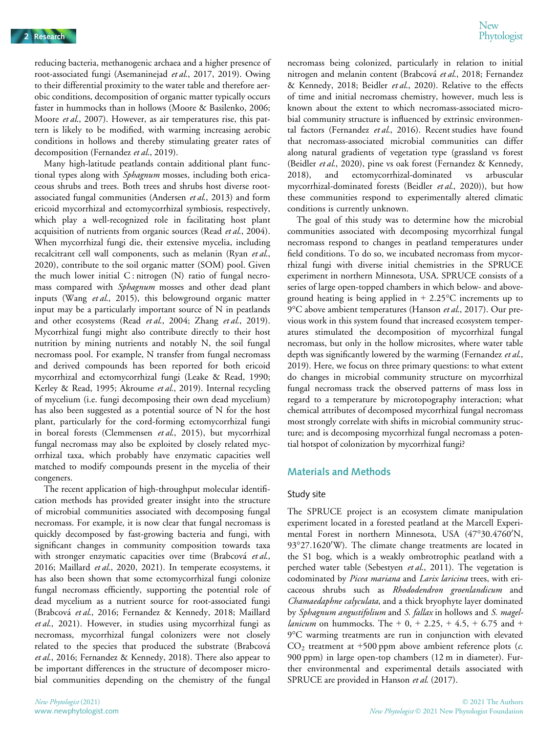reducing bacteria, methanogenic archaea and a higher presence of root-associated fungi (Asemaninejad *et al.*, 2017, 2019). Owing to their differential proximity to the water table and therefore aerobic conditions, decomposition of organic matter typically occurs faster in hummocks than in hollows (Moore & Basilenko, 2006; Moore *et al.*, 2007). However, as air temperatures rise, this pattern is likely to be modified, with warming increasing aerobic conditions in hollows and thereby stimulating greater rates of decomposition (Fernandez *et al.*, 2019).

Many high-latitude peatlands contain additional plant functional types along with *Sphagnum* mosses, including both ericaceous shrubs and trees. Both trees and shrubs host diverse root-associated fungal communities (Andersen *et al.*, 2013) and form ericoid mycorrhizal and ectomycorrhizal symbiosis, respectively, which play a well-recognized role in facilitating host plant acquisition of nutrients from organic sources (Read *et al.*, 2004). When mycorrhizal fungi die, their extensive mycelia, including recalcitrant cell wall components, such as melanin (Ryan *et al.*, 2020), contribute to the soil organic matter (SOM) pool. Given the much lower initial C : nitrogen (N) ratio of fungal necromass compared with *Sphagnum* mosses and other dead plant inputs (Wang *et al.*, 2015), this belowground organic matter input may be a particularly important source of N in peatlands and other ecosystems (Read *et al.*, 2004; Zhang *et al.*, 2019). Mycorrhizal fungi might also contribute directly to their host nutrition by mining nutrients and notably N, the soil fungal necromass pool. For example, N transfer from fungal necromass and derived compounds has been reported for both ericoid mycorrhizal and ectomycorrhizal fungi (Leake & Read, 1990; Kerley & Read, 1995; Akroume *et al.*, 2019). Internal recycling of mycelium (i.e. fungi decomposing their own dead mycelium) has also been suggested as a potential source of N for the host plant, particularly for the cord-forming ectomycorrhizal fungi in boreal forests (Clemmensen *et al.*, 2015), but mycorrhizal fungal necromass may also be exploited by closely related mycorrhizal taxa, which probably have enzymatic capacities well matched to modify compounds present in the mycelia of their congeners.

The recent application of high-throughput molecular identification methods has provided greater insight into the structure of microbial communities associated with decomposing fungal necromass. For example, it is now clear that fungal necromass is quickly decomposed by fast-growing bacteria and fungi, with significant changes in community composition towards taxa with stronger enzymatic capacities over time (Brabcová *et al.*, 2016; Maillard *et al.*, 2020, 2021). In temperate ecosystems, it has also been shown that some ectomycorrhizal fungi colonize fungal necromass efficiently, supporting the potential role of dead mycelium as a nutrient source for root-associated fungi (Brabcová *et al.*, 2016; Fernandez & Kennedy, 2018; Maillard *et al.*, 2021). However, in studies using mycorrhizal fungi as necromass, mycorrhizal fungal colonizers were not closely related to the species that produced the substrate (Brabcová *et al.*, 2016; Fernandez & Kennedy, 2018). There also appear to be important differences in the structure of decomposer microbial communities depending on the chemistry of the fungal necromass being colonized, particularly in relation to initial nitrogen and melanin content (Brabcová *et al.*, 2018; Fernandez & Kennedy, 2018; Beidler *et al.*, 2020). Relative to the effects of time and initial necromass chemistry, however, much less is known about the extent to which necromass-associated microbial community structure is influenced by extrinsic environmental factors (Fernandez *et al.*, 2016). Recent studies have found that necromass-associated microbial communities can differ along natural gradients of vegetation type (grassland vs forest (Beidler *et al.*, 2020), pine vs oak forest (Fernandez & Kennedy, 2018), and ectomycorrhizal-dominated vs arbuscular mycorrhizal-dominated forests (Beidler *et al.*, 2020)), but how these communities respond to experimentally altered climatic conditions is currently unknown.

The goal of this study was to determine how the microbial communities associated with decomposing mycorrhizal fungal necromass respond to changes in peatland temperatures under field conditions. To do so, we incubated necromass from mycorrhizal fungi with diverse initial chemistries in the SPRUCE experiment in northern Minnesota, USA. SPRUCE consists of a series of large open-topped chambers in which below- and aboveground heating is being applied in + 2.25°C increments up to 9°C above ambient temperatures (Hanson *et al.*, 2017). Our previous work in this system found that increased ecosystem temperatures stimulated the decomposition of mycorrhizal fungal necromass, but only in the hollow microsites, where water table depth was significantly lowered by the warming (Fernandez *et al.*, 2019). Here, we focus on three primary questions: to what extent do changes in microbial community structure on mycorrhizal fungal necromass track the observed patterns of mass loss in regard to a temperature by microtopography interaction; what chemical attributes of decomposed mycorrhizal fungal necromass most strongly correlate with shifts in microbial community structure; and is decomposing mycorrhizal fungal necromass a potential hotspot of colonization by mycorrhizal fungi?

## Materials and Methods

### Study site

The SPRUCE project is an ecosystem climate manipulation experiment located in a forested peatland at the Marcell Experimental Forest in northern Minnesota, USA (47°30.4760′N, 93°27.1620′W). The climate change treatments are located in the S1 bog, which is a weakly ombrotrophic peatland with a perched water table (Sebestyen *et al.*, 2011). The vegetation is codominated by *Picea mariana* and *Larix laricina* trees, with ericaceous shrubs such as *Rhododendron groenlandicum* and *Chamaedaphne calyculata*, and a thick bryophyte layer dominated by *Sphagnum angustifolium* and *S. fallax* in hollows and *S. magellanicum* on hummocks. The + 0, + 2.25, + 4.5, + 6.75 and + 9°C warming treatments are run in conjunction with elevated $CO_2$ treatment at +500 ppm above ambient reference plots (*c.* 900 ppm) in large open-top chambers (12 m in diameter). Further environmental and experimental details associated with SPRUCE are provided in Hanson *et al.* (2017).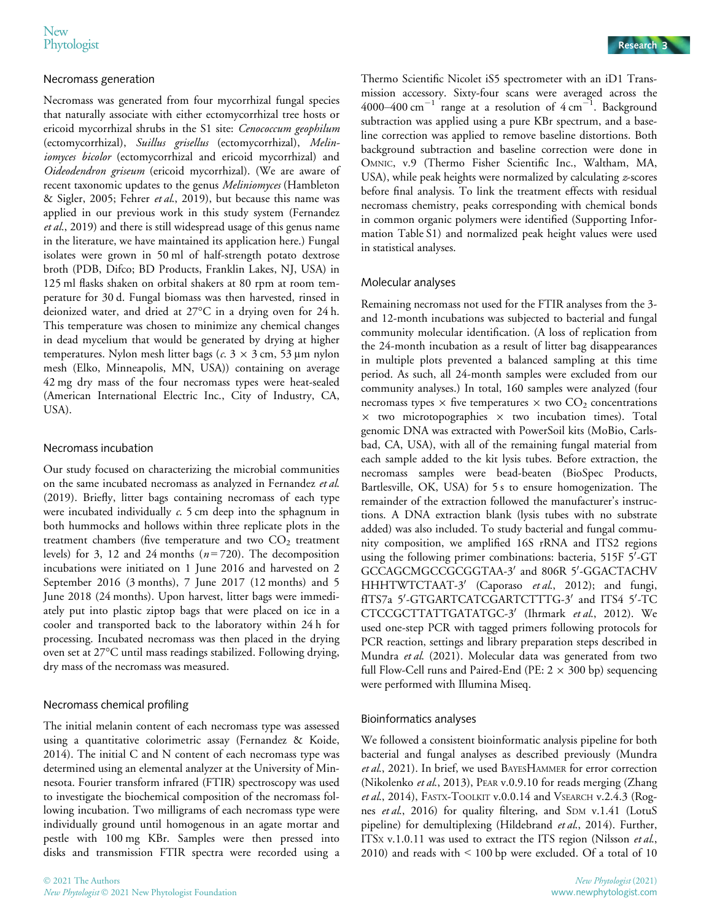### Necromass generation

Necromass was generated from four mycorrhizal fungal species that naturally associate with either ectomycorrhizal tree hosts or ericoid mycorrhizal shrubs in the S1 site: *Cenococcum geophilum* (ectomycorrhizal), *Suillus grisellus* (ectomycorrhizal), *Meliniomyces bicolor* (ectomycorrhizal and ericoid mycorrhizal) and *Oideodendron griseum* (ericoid mycorrhizal). (We are aware of recent taxonomic updates to the genus *Meliniomyces* (Hambleton & Sigler, 2005; Fehrer *et al.*, 2019), but because this name was applied in our previous work in this study system (Fernandez *et al.*, 2019) and there is still widespread usage of this genus name in the literature, we have maintained its application here.) Fungal isolates were grown in 50 ml of half-strength potato dextrose broth (PDB, Difco; BD Products, Franklin Lakes, NJ, USA) in 125 ml flasks shaken on orbital shakers at 80 rpm at room temperature for 30 d. Fungal biomass was then harvested, rinsed in deionized water, and dried at 27°C in a drying oven for 24 h. This temperature was chosen to minimize any chemical changes in dead mycelium that would be generated by drying at higher temperatures. Nylon mesh litter bags (*c.* 3 × 3 cm, 53 μm nylon mesh (Elko, Minneapolis, MN, USA)) containing on average 42 mg dry mass of the four necromass types were heat-sealed (American International Electric Inc., City of Industry, CA, USA).

### Necromass incubation

Our study focused on characterizing the microbial communities on the same incubated necromass as analyzed in Fernandez *et al.* (2019). Briefly, litter bags containing necromass of each type were incubated individually *c.* 5 cm deep into the sphagnum in both hummocks and hollows within three replicate plots in the treatment chambers (five temperature and two $CO_2$ treatment levels) for 3, 12 and 24 months ($n = 720$). The decomposition incubations were initiated on 1 June 2016 and harvested on 2 September 2016 (3 months), 7 June 2017 (12 months) and 5 June 2018 (24 months). Upon harvest, litter bags were immediately put into plastic ziptop bags that were placed on ice in a cooler and transported back to the laboratory within 24 h for processing. Incubated necromass was then placed in the drying oven set at 27°C until mass readings stabilized. Following drying, dry mass of the necromass was measured.

### Necromass chemical profiling

The initial melanin content of each necromass type was assessed using a quantitative colorimetric assay (Fernandez & Koide, 2014). The initial C and N content of each necromass type was determined using an elemental analyzer at the University of Minnesota. Fourier transform infrared (FTIR) spectroscopy was used to investigate the biochemical composition of the necromass following incubation. Two milligrams of each necromass type were individually ground until homogenous in an agate mortar and pestle with 100 mg KBr. Samples were then pressed into disks and transmission FTIR spectra were recorded using a Thermo Scientific Nicolet iS5 spectrometer with an iD1 Transmission accessory. Sixty-four scans were averaged across the 4000–400 $cm^{-1}$ range at a resolution of 4 $cm^{-1}$. Background subtraction was applied using a pure KBr spectrum, and a baseline correction was applied to remove baseline distortions. Both background subtraction and baseline correction were done in Omnic, v.9 (Thermo Fisher Scientific Inc., Waltham, MA, USA), while peak heights were normalized by calculating *z*-scores before final analysis. To link the treatment effects with residual necromass chemistry, peaks corresponding with chemical bonds in common organic polymers were identified (Supporting Information Table S1) and normalized peak height values were used in statistical analyses.

### Molecular analyses

Remaining necromass not used for the FTIR analyses from the 3- and 12-month incubations was subjected to bacterial and fungal community molecular identification. (A loss of replication from the 24-month incubation as a result of litter bag disappearances in multiple plots prevented a balanced sampling at this time period. As such, all 24-month samples were excluded from our community analyses.) In total, 160 samples were analyzed (four necromass types × five temperatures × two $CO_2$ concentrations × two microtopographies × two incubation times). Total genomic DNA was extracted with PowerSoil kits (MoBio, Carlsbad, CA, USA), with all of the remaining fungal material from each sample added to the kit lysis tubes. Before extraction, the necromass samples were bead-beaten (BioSpec Products, Bartlesville, OK, USA) for 5 s to ensure homogenization. The remainder of the extraction followed the manufacturer's instructions. A DNA extraction blank (lysis tubes with no substrate added) was also included. To study bacterial and fungal community composition, we amplified 16S rRNA and ITS2 regions using the following primer combinations: bacteria, 515F 5′-GTGCCAGCMGCCGCGGTAA-3′ and 806R 5′-GGACTACHVHHHTWTCTAAT-3′ (Caporaso *et al.*, 2012); and fungi, fITS7a 5′-GTGARTCATCGARTCTTTG-3′ and ITS4 5′-TCCTCCGCTTATTGATATGC-3′ (Ihrmark *et al.*, 2012). We used one-step PCR with tagged primers following protocols for PCR reaction, settings and library preparation steps described in Mundra *et al.* (2021). Molecular data was generated from two full Flow-Cell runs and Paired-End (PE: 2 × 300 bp) sequencing were performed with Illumina Miseq.

### Bioinformatics analyses

We followed a consistent bioinformatic analysis pipeline for both bacterial and fungal analyses as described previously (Mundra *et al.*, 2021). In brief, we used BayesHammer for error correction (Nikolenko *et al.*, 2013), Pear v.0.9.10 for reads merging (Zhang *et al.*, 2014), Fastx-Toolkit v.0.0.14 and Vsearch v.2.4.3 (Rognes *et al.*, 2016) for quality filtering, and Sdm v.1.41 (LotuS pipeline) for demultiplexing (Hildebrand *et al.*, 2014). Further, ITSx v.1.0.11 was used to extract the ITS region (Nilsson *et al.*, 2010) and reads with < 100 bp were excluded. Of a total of 10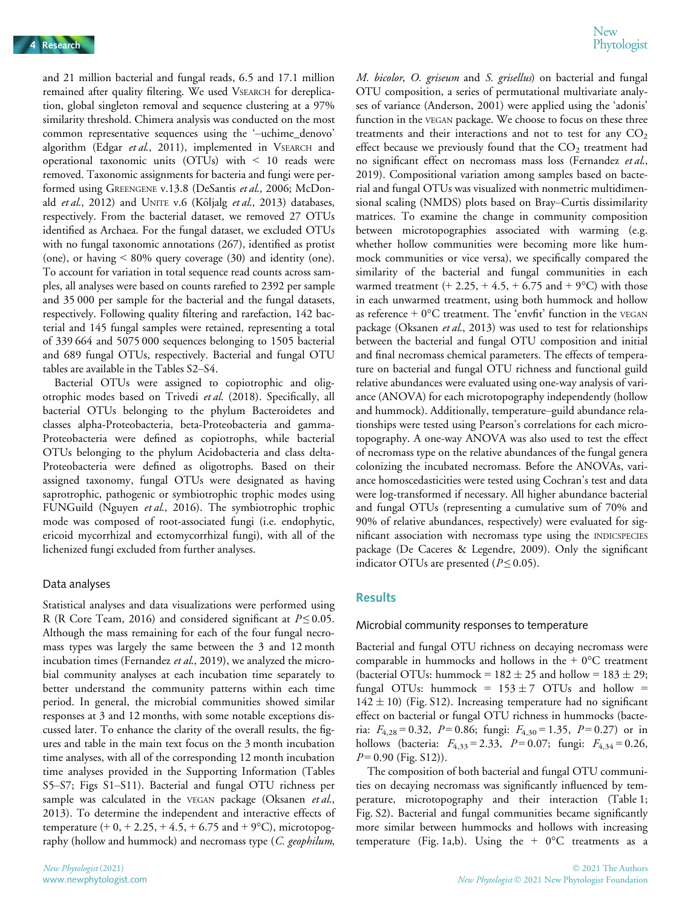and 21 million bacterial and fungal reads, 6.5 and 17.1 million remained after quality filtering. We used VSEARCH for dereplication, global singleton removal and sequence clustering at a 97% similarity threshold. Chimera analysis was conducted on the most common representative sequences using the '–uchime_denovo' algorithm (Edgar *et al.*, 2011), implemented in VSEARCH and operational taxonomic units (OTUs) with < 10 reads were removed. Taxonomic assignments for bacteria and fungi were performed using GREENGENE v.13.8 (DeSantis *et al.*, 2006; McDonald *et al.*, 2012) and UNITE v.6 (Kõljalg *et al.*, 2013) databases, respectively. From the bacterial dataset, we removed 27 OTUs identified as Archaea. For the fungal dataset, we excluded OTUs with no fungal taxonomic annotations (267), identified as protist (one), or having < 80% query coverage (30) and identity (one). To account for variation in total sequence read counts across samples, all analyses were based on counts rarefied to 2392 per sample and 35 000 per sample for the bacterial and the fungal datasets, respectively. Following quality filtering and rarefaction, 142 bacterial and 145 fungal samples were retained, representing a total of 339 664 and 5075 000 sequences belonging to 1505 bacterial and 689 fungal OTUs, respectively. Bacterial and fungal OTU tables are available in the Tables S2–S4.

Bacterial OTUs were assigned to copiotrophic and oligotrophic modes based on Trivedi *et al.* (2018). Specifically, all bacterial OTUs belonging to the phylum Bacteroidetes and classes alpha-Proteobacteria, beta-Proteobacteria and gamma-Proteobacteria were defined as copiotrophs, while bacterial OTUs belonging to the phylum Acidobacteria and class delta-Proteobacteria were defined as oligotrophs. Based on their assigned taxonomy, fungal OTUs were designated as having saprotrophic, pathogenic or symbiotrophic trophic modes using FUNGuild (Nguyen *et al.*, 2016). The symbiotrophic trophic mode was composed of root-associated fungi (i.e. endophytic, ericoid mycorrhizal and ectomycorrhizal fungi), with all of the lichenized fungi excluded from further analyses.

### Data analyses

Statistical analyses and data visualizations were performed using R (R Core Team, 2016) and considered significant at $P \leq 0.05$. Although the mass remaining for each of the four fungal necromass types was largely the same between the 3 and 12 month incubation times (Fernandez *et al.*, 2019), we analyzed the microbial community analyses at each incubation time separately to better understand the community patterns within each time period. In general, the microbial communities showed similar responses at 3 and 12 months, with some notable exceptions discussed later. To enhance the clarity of the overall results, the figures and table in the main text focus on the 3 month incubation time analyses, with all of the corresponding 12 month incubation time analyses provided in the Supporting Information (Tables S5–S7; Figs S1–S11). Bacterial and fungal OTU richness per sample was calculated in the VEGAN package (Oksanen *et al.*, 2013). To determine the independent and interactive effects of temperature (+ 0, + 2.25, + 4.5, + 6.75 and + 9°C), microtopography (hollow and hummock) and necromass type (*C. geophilum*, *M. bicolor*, *O. griseum* and *S. grisellus*) on bacterial and fungal OTU composition, a series of permutational multivariate analyses of variance (Anderson, 2001) were applied using the 'adonis' function in the VEGAN package. We choose to focus on these three treatments and their interactions and not to test for any $CO_2$ effect because we previously found that the $CO_2$ treatment had no significant effect on necromass mass loss (Fernandez *et al.*, 2019). Compositional variation among samples based on bacterial and fungal OTUs was visualized with nonmetric multidimensional scaling (NMDS) plots based on Bray–Curtis dissimilarity matrices. To examine the change in community composition between microtopographies associated with warming (e.g. whether hollow communities were becoming more like hummock communities or vice versa), we specifically compared the similarity of the bacterial and fungal communities in each warmed treatment (+ 2.25, + 4.5, + 6.75 and + 9°C) with those in each unwarmed treatment, using both hummock and hollow as reference + 0°C treatment. The 'envfit' function in the VEGAN package (Oksanen *et al.*, 2013) was used to test for relationships between the bacterial and fungal OTU composition and initial and final necromass chemical parameters. The effects of temperature on bacterial and fungal OTU richness and functional guild relative abundances were evaluated using one-way analysis of variance (ANOVA) for each microtopography independently (hollow and hummock). Additionally, temperature–guild abundance relationships were tested using Pearson's correlations for each microtopography. A one-way ANOVA was also used to test the effect of necromass type on the relative abundances of the fungal genera colonizing the incubated necromass. Before the ANOVAs, variance homoscedasticities were tested using Cochran's test and data were log-transformed if necessary. All higher abundance bacterial and fungal OTUs (representing a cumulative sum of 70% and 90% of relative abundances, respectively) were evaluated for significant association with necromass type using the INDICSPECIES package (De Caceres & Legendre, 2009). Only the significant indicator OTUs are presented ($P \leq 0.05$).

## Results

### Microbial community responses to temperature

Bacterial and fungal OTU richness on decaying necromass were comparable in hummocks and hollows in the + 0°C treatment (bacterial OTUs: hummock = 182 ± 25 and hollow = 183 ± 29; fungal OTUs: hummock = 153 ± 7 OTUs and hollow = 142 ± 10) (Fig. S12). Increasing temperature had no significant effect on bacterial or fungal OTU richness in hummocks (bacteria: $F_{4,28} = 0.32$, $P = 0.86$; fungi: $F_{4,30} = 1.35$, $P = 0.27$) or in hollows (bacteria: $F_{4,33} = 2.33$, $P = 0.07$; fungi: $F_{4,34} = 0.26$, $P = 0.90$ (Fig. S12)).

The composition of both bacterial and fungal OTU communities on decaying necromass was significantly influenced by temperature, microtopography and their interaction (Table 1; Fig. S2). Bacterial and fungal communities became significantly more similar between hummocks and hollows with increasing temperature (Fig. 1a,b). Using the + 0°C treatments as a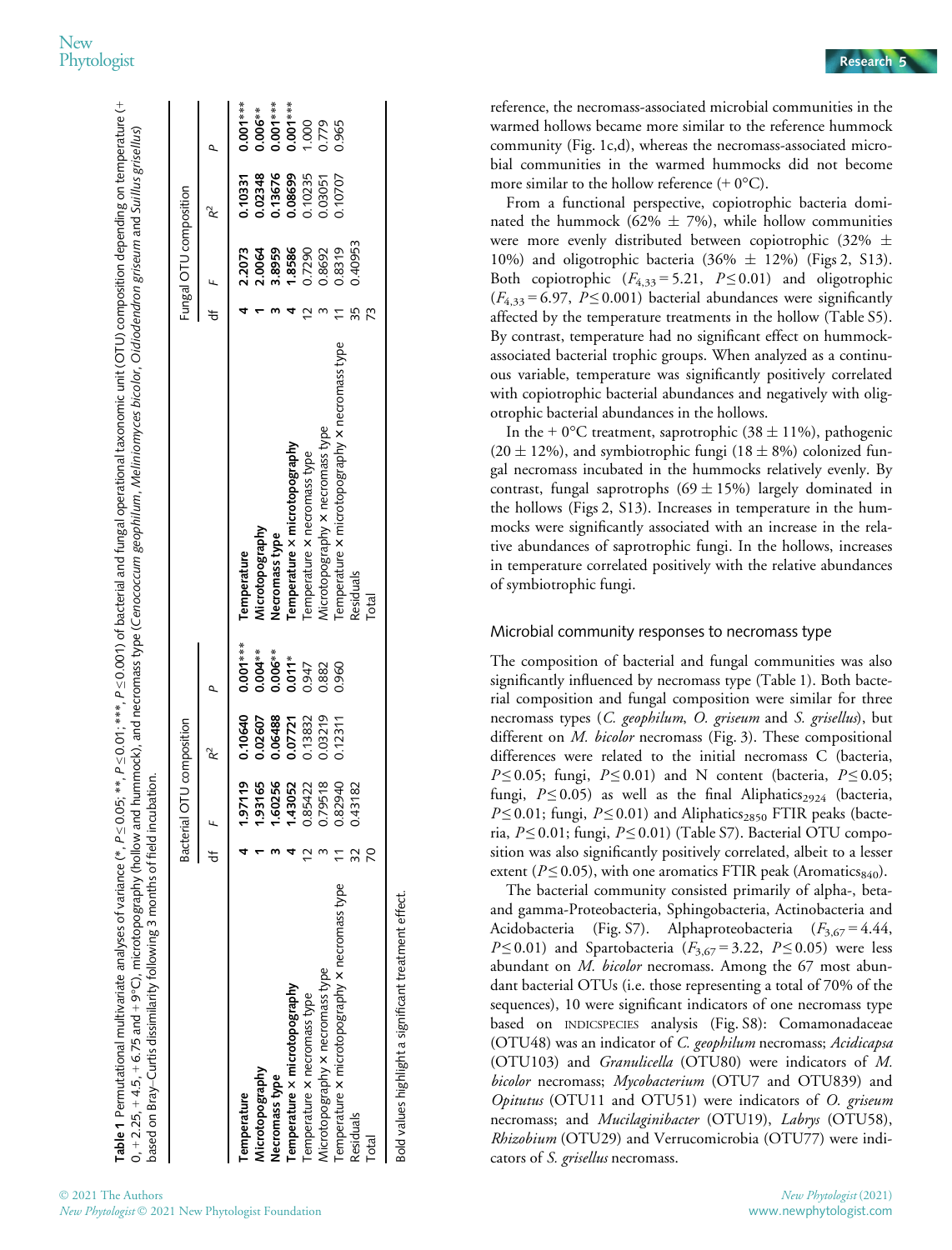**Table 1** Permutational multivariate analyses of variance (*, $P \leq 0.05$; **, $P \leq 0.01$; ***, $P \leq 0.001$) of bacterial and fungal operational taxonomic unit (OTU) composition depending on temperature (+ 0, + 2.25, + 4.5, + 6.75 and + 9°C), microtopography (hollow and hummock), and necromass type (*Cenococcum geophilum*, *Meliniomyces bicolor*, *Oidiodendron griseum* and *Suillus grisellus*) based on Bray–Curtis dissimilarity following 3 months of field incubation.

| | Bacterial OTU composition | | | | | Fungal OTU composition | | | |
|---|---|---|---|---|---|---|---|---|---|
| | df | $F$ | $R^2$ | $P$ | | df | $F$ | $R^2$ | $P$ |
| **Temperature** | **4** | **1.97119** | **0.10640** | **0.001*** ** | **Temperature** | **4** | **2.2073** | **0.10331** | **0.001*** ** |
| **Microtopography** | **1** | **1.93165** | **0.02607** | **0.004** ** | **Microtopography** | **1** | **2.0064** | **0.02348** | **0.006** ** |
| **Necromass type** | **3** | **1.60256** | **0.06488** | **0.006** ** | **Necromass type** | **3** | **3.8959** | **0.13676** | **0.001*** ** |
| **Temperature × microtopography** | **4** | **1.43052** | **0.07721** | **0.011*** | **Temperature × microtopography** | **4** | **1.8586** | **0.08699** | **0.001*** ** |
| Temperature × necromass type | 12 | 0.85422 | 0.13832 | 0.947 | Temperature × necromass type | 12 | 0.7290 | 0.10235 | 1.000 |
| Microtopography × necromass type | 3 | 0.79518 | 0.03219 | 0.882 | Microtopography × necromass type | 3 | 0.8692 | 0.03051 | 0.779 |
| Temperature × microtopography × necromass type | 11 | 0.82940 | 0.12311 | 0.960 | Temperature × microtopography × necromass type | 11 | 0.8319 | 0.10707 | 0.965 |
| Residuals | 32 | 0.43182 | | | Residuals | 35 | 0.40953 | | |
| Total | 70 | | | | Total | 73 | | | |

Bold values highlight a significant treatment effect.

reference, the necromass-associated microbial communities in the warmed hollows became more similar to the reference hummock community (Fig. 1c,d), whereas the necromass-associated microbial communities in the warmed hummocks did not become more similar to the hollow reference (+ 0°C).

From a functional perspective, copiotrophic bacteria dominated the hummock (62% ± 7%), while hollow communities were more evenly distributed between copiotrophic (32% ± 10%) and oligotrophic bacteria (36% ± 12%) (Figs 2, S13). Both copiotrophic ($F_{4,33} = 5.21$, $P \leq 0.01$) and oligotrophic ($F_{4,33} = 6.97$, $P \leq 0.001$) bacterial abundances were significantly affected by the temperature treatments in the hollow (Table S5). By contrast, temperature had no significant effect on hummock-associated bacterial trophic groups. When analyzed as a continuous variable, temperature was significantly positively correlated with copiotrophic bacterial abundances and negatively with oligotrophic bacterial abundances in the hollows.

In the + 0°C treatment, saprotrophic (38 ± 11%), pathogenic (20 ± 12%), and symbiotrophic fungi (18 ± 8%) colonized fungal necromass incubated in the hummocks relatively evenly. By contrast, fungal saprotrophs (69 ± 15%) largely dominated in the hollows (Figs 2, S13). Increases in temperature in the hummocks were significantly associated with an increase in the relative abundances of saprotrophic fungi. In the hollows, increases in temperature correlated positively with the relative abundances of symbiotrophic fungi.

## Microbial community responses to necromass type

The composition of bacterial and fungal communities was also significantly influenced by necromass type (Table 1). Both bacterial composition and fungal composition were similar for three necromass types (*C. geophilum*, *O. griseum* and *S. grisellus*), but different on *M. bicolor* necromass (Fig. 3). These compositional differences were related to the initial necromass C (bacteria, $P \leq 0.05$; fungi, $P \leq 0.01$) and N content (bacteria, $P \leq 0.05$; fungi, $P \leq 0.05$) as well as the final $\text{Aliphatics}_{2924}$ (bacteria, $P \leq 0.01$; fungi, $P \leq 0.01$) and $\text{Aliphatics}_{2850}$ FTIR peaks (bacteria, $P \leq 0.01$; fungi, $P \leq 0.01$) (Table S7). Bacterial OTU composition was also significantly positively correlated, albeit to a lesser extent ($P \leq 0.05$), with one aromatics FTIR peak ($\text{Aromatics}_{840}$).

The bacterial community consisted primarily of alpha-, beta- and gamma-Proteobacteria, Sphingobacteria, Actinobacteria and Acidobacteria (Fig. S7). Alphaproteobacteria ($F_{3,67} = 4.44$, $P \leq 0.01$) and Spartobacteria ($F_{3,67} = 3.22$, $P \leq 0.05$) were less abundant on *M. bicolor* necromass. Among the 67 most abundant bacterial OTUs (i.e. those representing a total of 70% of the sequences), 10 were significant indicators of one necromass type based on INDICSPECIES analysis (Fig. S8): Comamonadaceae (OTU48) was an indicator of *C. geophilum* necromass; *Acidicapsa* (OTU103) and *Granulicella* (OTU80) were indicators of *M. bicolor* necromass; *Mycobacterium* (OTU7 and OTU839) and *Opitutus* (OTU11 and OTU51) were indicators of *O. griseum* necromass; and *Mucilaginibacter* (OTU19), *Labrys* (OTU58), *Rhizobium* (OTU29) and Verrucomicrobia (OTU77) were indicators of *S. grisellus* necromass.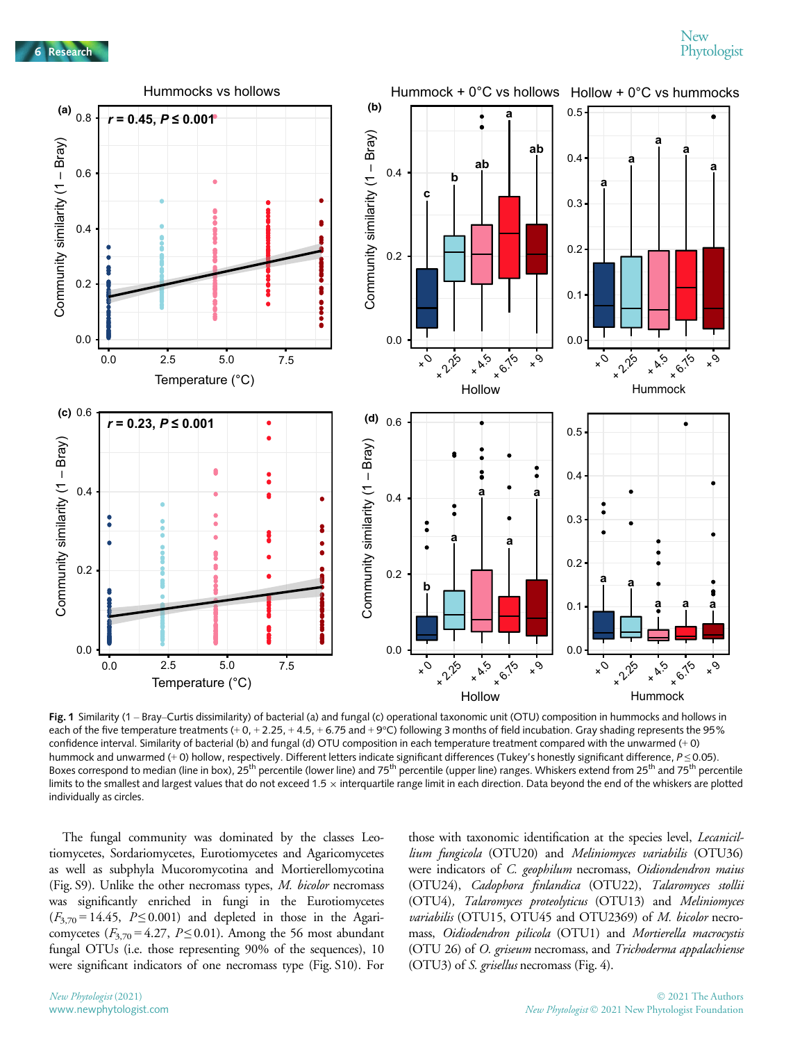**Fig. 1** Similarity (1 – Bray–Curtis dissimilarity) of bacterial (a) and fungal (c) operational taxonomic unit (OTU) composition in hummocks and hollows in each of the five temperature treatments (+ 0, + 2.25, + 4.5, + 6.75 and + 9°C) following 3 months of field incubation. Gray shading represents the 95% confidence interval. Similarity of bacterial (b) and fungal (d) OTU composition in each temperature treatment compared with the unwarmed (+ 0) hummock and unwarmed (+ 0) hollow, respectively. Different letters indicate significant differences (Tukey's honestly significant difference, $P \leq 0.05$). Boxes correspond to median (line in box), 25th percentile (lower line) and 75th percentile (upper line) ranges. Whiskers extend from 25th and 75th percentile limits to the smallest and largest values that do not exceed 1.5 × interquartile range limit in each direction. Data beyond the end of the whiskers are plotted individually as circles.

The fungal community was dominated by the classes Leotiomycetes, Sordariomycetes, Eurotiomycetes and Agaricomycetes as well as subphyla Mucoromycotina and Mortierellomycotina (Fig. S9). Unlike the other necromass types, *M. bicolor* necromass was significantly enriched in fungi in the Eurotiomycetes ($F_{3,70} = 14.45$, $P \leq 0.001$) and depleted in those in the Agaricomycetes ($F_{3,70} = 4.27$, $P \leq 0.01$). Among the 56 most abundant fungal OTUs (i.e. those representing 90% of the sequences), 10 were significant indicators of one necromass type (Fig. S10). For those with taxonomic identification at the species level, *Lecanicillium fungicola* (OTU20) and *Meliniomyces variabilis* (OTU36) were indicators of *C. geophilum* necromass, *Oidiondendron maius* (OTU24), *Cadophora finlandica* (OTU22), *Talaromyces stollii* (OTU4), *Talaromyces proteolyticus* (OTU13) and *Meliniomyces variabilis* (OTU15, OTU45 and OTU2369) of *M. bicolor* necromass, *Oidiodendron pilicola* (OTU1) and *Mortierella macrocystis* (OTU 26) of *O. griseum* necromass, and *Trichoderma appalachiense* (OTU3) of *S. grisellus* necromass (Fig. 4).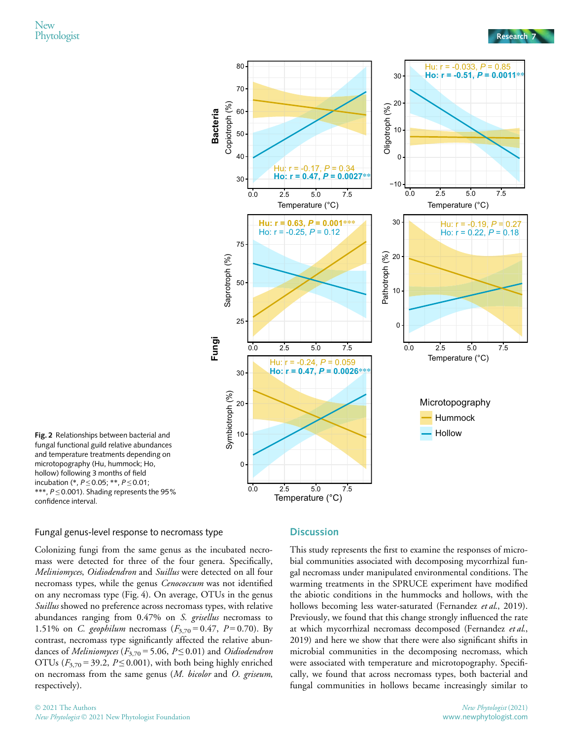**Fig. 2** Relationships between bacterial and fungal functional guild relative abundances and temperature treatments depending on microtopography (Hu, hummock; Ho, hollow) following 3 months of field incubation (*, $P \leq 0.05$; **, $P \leq 0.01$; ***, $P \leq 0.001$). Shading represents the 95% confidence interval.

### Fungal genus-level response to necromass type

Colonizing fungi from the same genus as the incubated necromass were detected for three of the four genera. Specifically, *Meliniomyces*, *Oidiodendron* and *Suillus* were detected on all four necromass types, while the genus *Cenococcum* was not identified on any necromass type (Fig. 4). On average, OTUs in the genus *Suillus* showed no preference across necromass types, with relative abundances ranging from 0.47% on *S. grisellus* necromass to 1.51% on *C. geophilum* necromass ($F_{3,70} = 0.47$, $P = 0.70$). By contrast, necromass type significantly affected the relative abundances of *Meliniomyces* ($F_{3,70} = 5.06$, $P \leq 0.01$) and *Oidiodendron* OTUs ($F_{3,70} = 39.2$, $P \leq 0.001$), with both being highly enriched on necromass from the same genus (*M. bicolor* and *O. griseum*, respectively).

## Discussion

This study represents the first to examine the responses of microbial communities associated with decomposing mycorrhizal fungal necromass under manipulated environmental conditions. The warming treatments in the SPRUCE experiment have modified the abiotic conditions in the hummocks and hollows, with the hollows becoming less water-saturated (Fernandez *et al.*, 2019). Previously, we found that this change strongly influenced the rate at which mycorrhizal necromass decomposed (Fernandez *et al.*, 2019) and here we show that there were also significant shifts in microbial communities in the decomposing necromass, which were associated with temperature and microtopography. Specifically, we found that across necromass types, both bacterial and fungal communities in hollows became increasingly similar to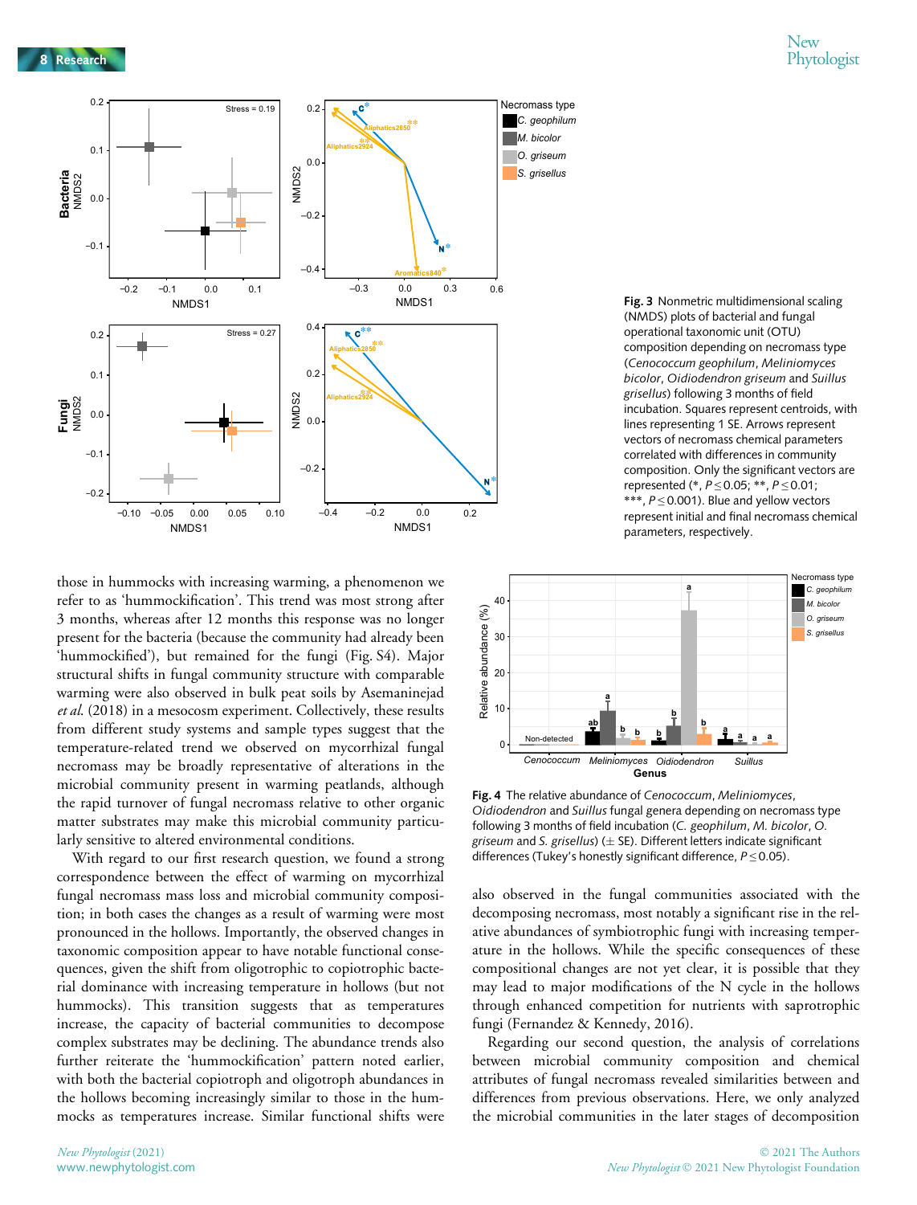Fig. 3 Nonmetric multidimensional scaling (NMDS) plots of bacterial and fungal operational taxonomic unit (OTU) composition depending on necromass type (*Cenococcum geophilum*, *Meliniomyces bicolor*, *Oidiodendron griseum* and *Suillus grisellus*) following 3 months of field incubation. Squares represent centroids, with lines representing 1 SE. Arrows represent vectors of necromass chemical parameters correlated with differences in community composition. Only the significant vectors are represented (*, $P \leq 0.05$; **, $P \leq 0.01$; ***, $P \leq 0.001$). Blue and yellow vectors represent initial and final necromass chemical parameters, respectively.

those in hummocks with increasing warming, a phenomenon we refer to as 'hummockification'. This trend was most strong after 3 months, whereas after 12 months this response was no longer present for the bacteria (because the community had already been 'hummockified'), but remained for the fungi (Fig. S4). Major structural shifts in fungal community structure with comparable warming were also observed in bulk peat soils by Asemaninejad *et al*. (2018) in a mesocosm experiment. Collectively, these results from different study systems and sample types suggest that the temperature-related trend we observed on mycorrhizal fungal necromass may be broadly representative of alterations in the microbial community present in warming peatlands, although the rapid turnover of fungal necromass relative to other organic matter substrates may make this microbial community particularly sensitive to altered environmental conditions.

With regard to our first research question, we found a strong correspondence between the effect of warming on mycorrhizal fungal necromass mass loss and microbial community composition; in both cases the changes as a result of warming were most pronounced in the hollows. Importantly, the observed changes in taxonomic composition appear to have notable functional consequences, given the shift from oligotrophic to copiotrophic bacterial dominance with increasing temperature in hollows (but not hummocks). This transition suggests that as temperatures increase, the capacity of bacterial communities to decompose complex substrates may be declining. The abundance trends also further reiterate the 'hummockification' pattern noted earlier, with both the bacterial copiotroph and oligotroph abundances in the hollows becoming increasingly similar to those in the hummocks as temperatures increase. Similar functional shifts were

Fig. 4 The relative abundance of *Cenococcum*, *Meliniomyces*, *Oidiodendron* and *Suillus* fungal genera depending on necromass type following 3 months of field incubation (*C. geophilum*, *M. bicolor*, *O. griseum* and *S. grisellus*) (± SE). Different letters indicate significant differences (Tukey's honestly significant difference, $P \leq 0.05$).

also observed in the fungal communities associated with the decomposing necromass, most notably a significant rise in the relative abundances of symbiotrophic fungi with increasing temperature in the hollows. While the specific consequences of these compositional changes are not yet clear, it is possible that they may lead to major modifications of the N cycle in the hollows through enhanced competition for nutrients with saprotrophic fungi (Fernandez & Kennedy, 2016).

Regarding our second question, the analysis of correlations between microbial community composition and chemical attributes of fungal necromass revealed similarities between and differences from previous observations. Here, we only analyzed the microbial communities in the later stages of decomposition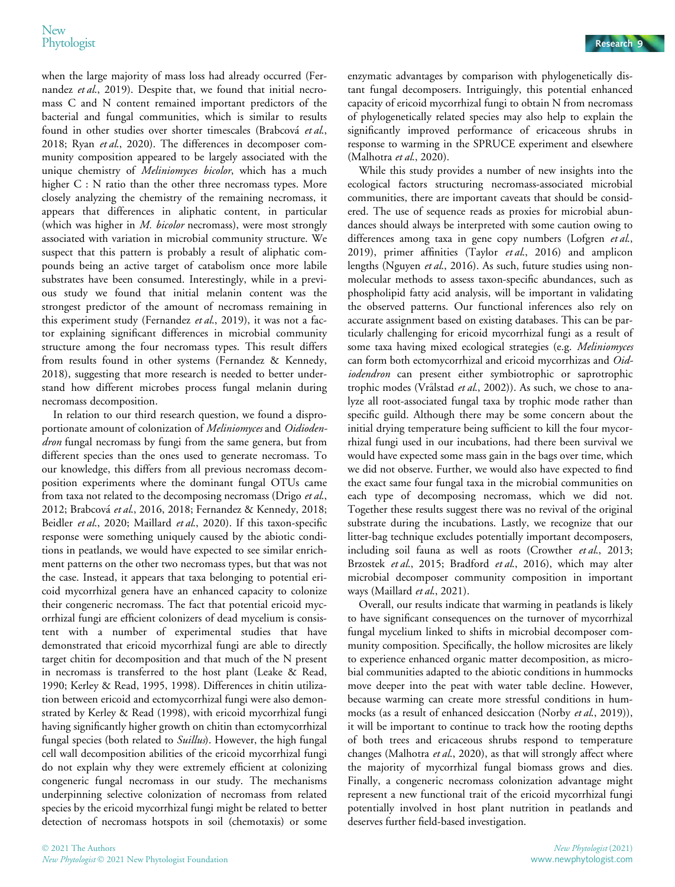when the large majority of mass loss had already occurred (Fernandez *et al.*, 2019). Despite that, we found that initial necromass C and N content remained important predictors of the bacterial and fungal communities, which is similar to results found in other studies over shorter timescales (Brabcová *et al.*, 2018; Ryan *et al.*, 2020). The differences in decomposer community composition appeared to be largely associated with the unique chemistry of *Meliniomyces bicolor*, which has a much higher C : N ratio than the other three necromass types. More closely analyzing the chemistry of the remaining necromass, it appears that differences in aliphatic content, in particular (which was higher in *M. bicolor* necromass), were most strongly associated with variation in microbial community structure. We suspect that this pattern is probably a result of aliphatic compounds being an active target of catabolism once more labile substrates have been consumed. Interestingly, while in a previous study we found that initial melanin content was the strongest predictor of the amount of necromass remaining in this experiment study (Fernandez *et al.*, 2019), it was not a factor explaining significant differences in microbial community structure among the four necromass types. This result differs from results found in other systems (Fernandez & Kennedy, 2018), suggesting that more research is needed to better understand how different microbes process fungal melanin during necromass decomposition.

In relation to our third research question, we found a disproportionate amount of colonization of *Meliniomyces* and *Oidiodendron* fungal necromass by fungi from the same genera, but from different species than the ones used to generate necromass. To our knowledge, this differs from all previous necromass decomposition experiments where the dominant fungal OTUs came from taxa not related to the decomposing necromass (Drigo *et al.*, 2012; Brabcová *et al.*, 2016, 2018; Fernandez & Kennedy, 2018; Beidler *et al.*, 2020; Maillard *et al.*, 2020). If this taxon-specific response were something uniquely caused by the abiotic conditions in peatlands, we would have expected to see similar enrichment patterns on the other two necromass types, but that was not the case. Instead, it appears that taxa belonging to potential ericoid mycorrhizal genera have an enhanced capacity to colonize their congeneric necromass. The fact that potential ericoid mycorrhizal fungi are efficient colonizers of dead mycelium is consistent with a number of experimental studies that have demonstrated that ericoid mycorrhizal fungi are able to directly target chitin for decomposition and that much of the N present in necromass is transferred to the host plant (Leake & Read, 1990; Kerley & Read, 1995, 1998). Differences in chitin utilization between ericoid and ectomycorrhizal fungi were also demonstrated by Kerley & Read (1998), with ericoid mycorrhizal fungi having significantly higher growth on chitin than ectomycorrhizal fungal species (both related to *Suillus*). However, the high fungal cell wall decomposition abilities of the ericoid mycorrhizal fungi do not explain why they were extremely efficient at colonizing congeneric fungal necromass in our study. The mechanisms underpinning selective colonization of necromass from related species by the ericoid mycorrhizal fungi might be related to better detection of necromass hotspots in soil (chemotaxis) or some enzymatic advantages by comparison with phylogenetically distant fungal decomposers. Intriguingly, this potential enhanced capacity of ericoid mycorrhizal fungi to obtain N from necromass of phylogenetically related species may also help to explain the significantly improved performance of ericaceous shrubs in response to warming in the SPRUCE experiment and elsewhere (Malhotra *et al.*, 2020).

While this study provides a number of new insights into the ecological factors structuring necromass-associated microbial communities, there are important caveats that should be considered. The use of sequence reads as proxies for microbial abundances should always be interpreted with some caution owing to differences among taxa in gene copy numbers (Lofgren *et al.*, 2019), primer affinities (Taylor *et al.*, 2016) and amplicon lengths (Nguyen *et al.*, 2016). As such, future studies using nonmolecular methods to assess taxon-specific abundances, such as phospholipid fatty acid analysis, will be important in validating the observed patterns. Our functional inferences also rely on accurate assignment based on existing databases. This can be particularly challenging for ericoid mycorrhizal fungi as a result of some taxa having mixed ecological strategies (e.g. *Meliniomyces* can form both ectomycorrhizal and ericoid mycorrhizas and *Oidiodendron* can present either symbiotrophic or saprotrophic trophic modes (Vrålstad *et al.*, 2002)). As such, we chose to analyze all root-associated fungal taxa by trophic mode rather than specific guild. Although there may be some concern about the initial drying temperature being sufficient to kill the four mycorrhizal fungi used in our incubations, had there been survival we would have expected some mass gain in the bags over time, which we did not observe. Further, we would also have expected to find the exact same four fungal taxa in the microbial communities on each type of decomposing necromass, which we did not. Together these results suggest there was no revival of the original substrate during the incubations. Lastly, we recognize that our litter-bag technique excludes potentially important decomposers, including soil fauna as well as roots (Crowther *et al.*, 2013; Brzostek *et al.*, 2015; Bradford *et al.*, 2016), which may alter microbial decomposer community composition in important ways (Maillard *et al.*, 2021).

Overall, our results indicate that warming in peatlands is likely to have significant consequences on the turnover of mycorrhizal fungal mycelium linked to shifts in microbial decomposer community composition. Specifically, the hollow microsites are likely to experience enhanced organic matter decomposition, as microbial communities adapted to the abiotic conditions in hummocks move deeper into the peat with water table decline. However, because warming can create more stressful conditions in hummocks (as a result of enhanced desiccation (Norby *et al.*, 2019)), it will be important to continue to track how the rooting depths of both trees and ericaceous shrubs respond to temperature changes (Malhotra *et al.*, 2020), as that will strongly affect where the majority of mycorrhizal fungal biomass grows and dies. Finally, a congeneric necromass colonization advantage might represent a new functional trait of the ericoid mycorrhizal fungi potentially involved in host plant nutrition in peatlands and deserves further field-based investigation.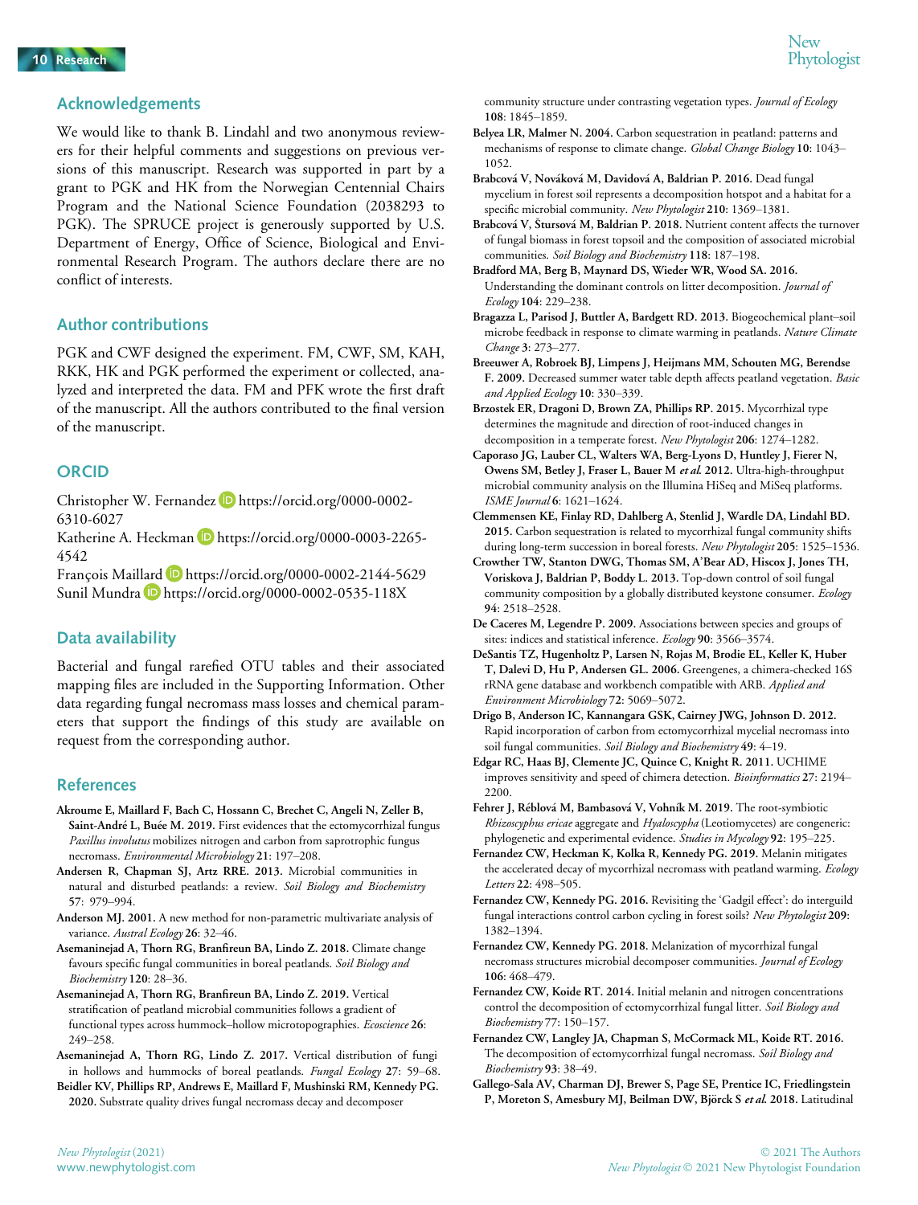## Acknowledgements

We would like to thank B. Lindahl and two anonymous reviewers for their helpful comments and suggestions on previous versions of this manuscript. Research was supported in part by a grant to PGK and HK from the Norwegian Centennial Chairs Program and the National Science Foundation (2038293 to PGK). The SPRUCE project is generously supported by U.S. Department of Energy, Office of Science, Biological and Environmental Research Program. The authors declare there are no conflict of interests.

## Author contributions

PGK and CWF designed the experiment. FM, CWF, SM, KAH, RKK, HK and PGK performed the experiment or collected, analyzed and interpreted the data. FM and PFK wrote the first draft of the manuscript. All the authors contributed to the final version of the manuscript.

## ORCID

Christopher W. Fernandez https://orcid.org/0000-0002-6310-6027
Katherine A. Heckman https://orcid.org/0000-0003-2265-4542
François Maillard https://orcid.org/0000-0002-2144-5629
Sunil Mundra https://orcid.org/0000-0002-0535-118X

## Data availability

Bacterial and fungal rarefied OTU tables and their associated mapping files are included in the Supporting Information. Other data regarding fungal necromass mass losses and chemical parameters that support the findings of this study are available on request from the corresponding author.

## References

**Akroume E, Maillard F, Bach C, Hossann C, Brechet C, Angeli N, Zeller B, Saint-André L, Buée M. 2019.** First evidences that the ectomycorrhizal fungus *Paxillus involutus* mobilizes nitrogen and carbon from saprotrophic fungus necromass. *Environmental Microbiology* **21**: 197–208.

**Andersen R, Chapman SJ, Artz RRE. 2013.** Microbial communities in natural and disturbed peatlands: a review. *Soil Biology and Biochemistry* **57**: 979–994.

**Anderson MJ. 2001.** A new method for non-parametric multivariate analysis of variance. *Austral Ecology* **26**: 32–46.

**Asemaninejad A, Thorn RG, Branfireun BA, Lindo Z. 2018.** Climate change favours specific fungal communities in boreal peatlands. *Soil Biology and Biochemistry* **120**: 28–36.

**Asemaninejad A, Thorn RG, Branfireun BA, Lindo Z. 2019.** Vertical stratification of peatland microbial communities follows a gradient of functional types across hummock–hollow microtopographies. *Ecoscience* **26**: 249–258.

**Asemaninejad A, Thorn RG, Lindo Z. 2017.** Vertical distribution of fungi in hollows and hummocks of boreal peatlands. *Fungal Ecology* **27**: 59–68.

**Beidler KV, Phillips RP, Andrews E, Maillard F, Mushinski RM, Kennedy PG. 2020.** Substrate quality drives fungal necromass decay and decomposer community structure under contrasting vegetation types. *Journal of Ecology* **108**: 1845–1859.

**Belyea LR, Malmer N. 2004.** Carbon sequestration in peatland: patterns and mechanisms of response to climate change. *Global Change Biology* **10**: 1043–1052.

**Brabcová V, Nováková M, Davidová A, Baldrian P. 2016.** Dead fungal mycelium in forest soil represents a decomposition hotspot and a habitat for a specific microbial community. *New Phytologist* **210**: 1369–1381.

**Brabcová V, Štursová M, Baldrian P. 2018.** Nutrient content affects the turnover of fungal biomass in forest topsoil and the composition of associated microbial communities. *Soil Biology and Biochemistry* **118**: 187–198.

**Bradford MA, Berg B, Maynard DS, Wieder WR, Wood SA. 2016.** Understanding the dominant controls on litter decomposition. *Journal of Ecology* **104**: 229–238.

**Bragazza L, Parisod J, Buttler A, Bardgett RD. 2013.** Biogeochemical plant–soil microbe feedback in response to climate warming in peatlands. *Nature Climate Change* **3**: 273–277.

**Breeuwer A, Robroek BJ, Limpens J, Heijmans MM, Schouten MG, Berendse F. 2009.** Decreased summer water table depth affects peatland vegetation. *Basic and Applied Ecology* **10**: 330–339.

**Brzostek ER, Dragoni D, Brown ZA, Phillips RP. 2015.** Mycorrhizal type determines the magnitude and direction of root-induced changes in decomposition in a temperate forest. *New Phytologist* **206**: 1274–1282.

**Caporaso JG, Lauber CL, Walters WA, Berg-Lyons D, Huntley J, Fierer N, Owens SM, Betley J, Fraser L, Bauer M *et al.* 2012.** Ultra-high-throughput microbial community analysis on the Illumina HiSeq and MiSeq platforms. *ISME Journal* **6**: 1621–1624.

**Clemmensen KE, Finlay RD, Dahlberg A, Stenlid J, Wardle DA, Lindahl BD. 2015.** Carbon sequestration is related to mycorrhizal fungal community shifts during long-term succession in boreal forests. *New Phytologist* **205**: 1525–1536.

**Crowther TW, Stanton DWG, Thomas SM, A'Bear AD, Hiscox J, Jones TH, Voriskova J, Baldrian P, Boddy L. 2013.** Top-down control of soil fungal community composition by a globally distributed keystone consumer. *Ecology* **94**: 2518–2528.

**De Caceres M, Legendre P. 2009.** Associations between species and groups of sites: indices and statistical inference. *Ecology* **90**: 3566–3574.

**DeSantis TZ, Hugenholtz P, Larsen N, Rojas M, Brodie EL, Keller K, Huber T, Dalevi D, Hu P, Andersen GL. 2006.** Greengenes, a chimera-checked 16S rRNA gene database and workbench compatible with ARB. *Applied and Environment Microbiology* **72**: 5069–5072.

**Drigo B, Anderson IC, Kannangara GSK, Cairney JWG, Johnson D. 2012.** Rapid incorporation of carbon from ectomycorrhizal mycelial necromass into soil fungal communities. *Soil Biology and Biochemistry* **49**: 4–19.

**Edgar RC, Haas BJ, Clemente JC, Quince C, Knight R. 2011.** UCHIME improves sensitivity and speed of chimera detection. *Bioinformatics* **27**: 2194–2200.

**Fehrer J, Réblová M, Bambasová V, Vohník M. 2019.** The root-symbiotic *Rhizoscyphus ericae* aggregate and *Hyaloscypha* (Leotiomycetes) are congeneric: phylogenetic and experimental evidence. *Studies in Mycology* **92**: 195–225.

**Fernandez CW, Heckman K, Kolka R, Kennedy PG. 2019.** Melanin mitigates the accelerated decay of mycorrhizal necromass with peatland warming. *Ecology Letters* **22**: 498–505.

**Fernandez CW, Kennedy PG. 2016.** Revisiting the 'Gadgil effect': do interguild fungal interactions control carbon cycling in forest soils? *New Phytologist* **209**: 1382–1394.

**Fernandez CW, Kennedy PG. 2018.** Melanization of mycorrhizal fungal necromass structures microbial decomposer communities. *Journal of Ecology* **106**: 468–479.

**Fernandez CW, Koide RT. 2014.** Initial melanin and nitrogen concentrations control the decomposition of ectomycorrhizal fungal litter. *Soil Biology and Biochemistry* **77**: 150–157.

**Fernandez CW, Langley JA, Chapman S, McCormack ML, Koide RT. 2016.** The decomposition of ectomycorrhizal fungal necromass. *Soil Biology and Biochemistry* **93**: 38–49.

**Gallego-Sala AV, Charman DJ, Brewer S, Page SE, Prentice IC, Friedlingstein P, Moreton S, Amesbury MJ, Beilman DW, Björck S *et al.* 2018.** Latitudinal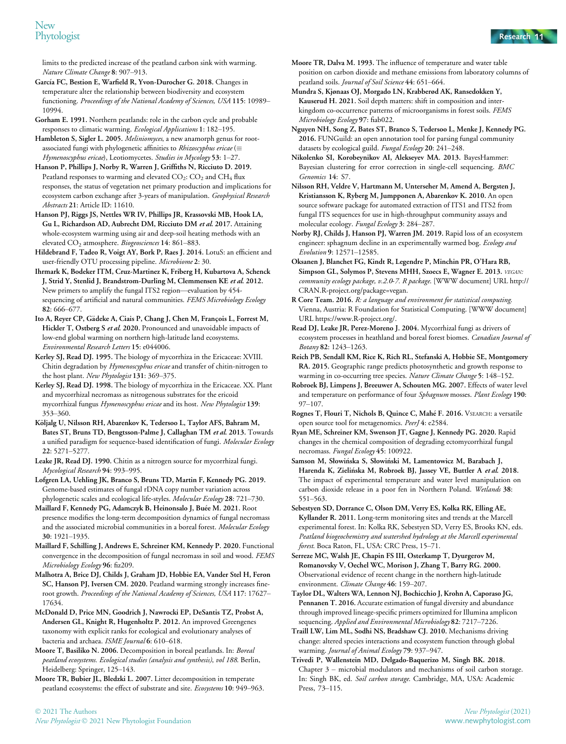limits to the predicted increase of the peatland carbon sink with warming. *Nature Climate Change* **8**: 907–913.

**García FC, Bestion E, Warfield R, Yvon-Durocher G. 2018.** Changes in temperature alter the relationship between biodiversity and ecosystem functioning. *Proceedings of the National Academy of Sciences, USA* **115**: 10989–10994.

**Gorham E. 1991.** Northern peatlands: role in the carbon cycle and probable responses to climatic warming. *Ecological Applications* **1**: 182–195.

**Hambleton S, Sigler L. 2005.** *Meliniomyces*, a new anamorph genus for root-associated fungi with phylogenetic affinities to *Rhizoscyphus ericae* (≡ *Hymenoscyphus ericae*), Leotiomycetes. *Studies in Mycology* **53**: 1–27.

**Hanson P, Phillips J, Norby R, Warren J, Griffiths N, Ricciuto D. 2019.** Peatland responses to warming and elevated $CO_2$: $CO_2$ and $CH_4$ flux responses, the status of vegetation net primary production and implications for ecosystem carbon exchange after 3-years of manipulation. *Geophysical Research Abstracts* **21**: Article ID: 11610.

**Hanson PJ, Riggs JS, Nettles WR IV, Phillips JR, Krassovski MB, Hook LA, Gu L, Richardson AD, Aubrecht DM, Ricciuto DM *et al.* 2017.** Attaining whole-ecosystem warming using air and deep-soil heating methods with an elevated $CO_2$ atmosphere. *Biogeosciences* **14**: 861–883.

**Hildebrand F, Tadeo R, Voigt AY, Bork P, Raes J. 2014.** LotuS: an efficient and user-friendly OTU processing pipeline. *Microbiome* **2**: 30.

**Ihrmark K, Bodeker ITM, Cruz-Martinez K, Friberg H, Kubartova A, Schenck J, Strid Y, Stenlid J, Brandstrom-Durling M, Clemmensen KE *et al.* 2012.** New primers to amplify the fungal ITS2 region—evaluation by 454-sequencing of artificial and natural communities. *FEMS Microbiology Ecology* **82**: 666–677.

**Ito A, Reyer CP, Gädeke A, Ciais P, Chang J, Chen M, François L, Forrest M, Hickler T, Ostberg S *et al.* 2020.** Pronounced and unavoidable impacts of low-end global warming on northern high-latitude land ecosystems. *Environmental Research Letters* **15**: e044006.

**Kerley SJ, Read DJ. 1995.** The biology of mycorrhiza in the Ericaceae: XVIII. Chitin degradation by *Hymenoscyphus ericae* and transfer of chitin-nitrogen to the host plant. *New Phytologist* **131**: 369–375.

**Kerley SJ, Read DJ. 1998.** The biology of mycorrhiza in the Ericaceae. XX. Plant and mycorrhizal necromass as nitrogenous substrates for the ericoid mycorrhizal fungus *Hymenoscyphus ericae* and its host. *New Phytologist* **139**: 353–360.

**Kõljalg U, Nilsson RH, Abarenkov K, Tedersoo L, Taylor AFS, Bahram M, Bates ST, Bruns TD, Bengtsson-Palme J, Callaghan TM *et al.* 2013.** Towards a unified paradigm for sequence-based identification of fungi. *Molecular Ecology* **22**: 5271–5277.

**Leake JR, Read DJ. 1990.** Chitin as a nitrogen source for mycorrhizal fungi. *Mycological Research* **94**: 993–995.

**Lofgren LA, Uehling JK, Branco S, Bruns TD, Martin F, Kennedy PG. 2019.** Genome-based estimates of fungal rDNA copy number variation across phylogenetic scales and ecological life-styles. *Molecular Ecology* **28**: 721–730.

**Maillard F, Kennedy PG, Adamczyk B, Heinonsalo J, Buée M. 2021.** Root presence modifies the long-term decomposition dynamics of fungal necromass and the associated microbial communities in a boreal forest. *Molecular Ecology* **30**: 1921–1935.

**Maillard F, Schilling J, Andrews E, Schreiner KM, Kennedy P. 2020.** Functional convergence in the decomposition of fungal necromass in soil and wood. *FEMS Microbiology Ecology* **96**: fiz209.

**Malhotra A, Brice DJ, Childs J, Graham JD, Hobbie EA, Vander Stel H, Feron SC, Hanson PJ, Iversen CM. 2020.** Peatland warming strongly increases fine-root growth. *Proceedings of the National Academy of Sciences, USA* **117**: 17627–17634.

**McDonald D, Price MN, Goodrich J, Nawrocki EP, DeSantis TZ, Probst A, Andersen GL, Knight R, Hugenholtz P. 2012.** An improved Greengenes taxonomy with explicit ranks for ecological and evolutionary analyses of bacteria and archaea. *ISME Journal* **6**: 610–618.

**Moore T, Basiliko N. 2006.** Decomposition in boreal peatlands. In: *Boreal peatland ecosystems. Ecological studies (analysis and synthesis), vol 188.* Berlin, Heidelberg: Springer, 125–143.

**Moore TR, Bubier JL, Bledzki L. 2007.** Litter decomposition in temperate peatland ecosystems: the effect of substrate and site. *Ecosystems* **10**: 949–963.

**Moore TR, Dalva M. 1993.** The influence of temperature and water table position on carbon dioxide and methane emissions from laboratory columns of peatland soils. *Journal of Soil Science* **44**: 651–664.

**Mundra S, Kjønaas OJ, Morgado LN, Krabberød AK, Ransedokken Y, Kauserud H. 2021.** Soil depth matters: shift in composition and inter-kingdom co-occurrence patterns of microorganisms in forest soils. *FEMS Microbiology Ecology* **97**: fiab022.

**Nguyen NH, Song Z, Bates ST, Branco S, Tedersoo L, Menke J, Kennedy PG. 2016.** FUNGuild: an open annotation tool for parsing fungal community datasets by ecological guild. *Fungal Ecology* **20**: 241–248.

**Nikolenko SI, Korobeynikov AI, Alekseyev MA. 2013.** BayesHammer: Bayesian clustering for error correction in single-cell sequencing. *BMC Genomics* **14**: S7.

**Nilsson RH, Veldre V, Hartmann M, Unterseher M, Amend A, Bergsten J, Kristiansson K, Ryberg M, Jumpponen A, Abarenkov K. 2010.** An open source software package for automated extraction of ITS1 and ITS2 from fungal ITS sequences for use in high-throughput community assays and molecular ecology. *Fungal Ecology* **3**: 284–287.

**Norby RJ, Childs J, Hanson PJ, Warren JM. 2019.** Rapid loss of an ecosystem engineer: sphagnum decline in an experimentally warmed bog. *Ecology and Evolution* **9**: 12571–12585.

**Oksanen J, Blanchet FG, Kindt R, Legendre P, Minchin PR, O'Hara RB, Simpson GL, Solymos P, Stevens MHH, Szoecs E, Wagner E. 2013.** *VEGAN: community ecology package, v.2.0-7. R package.* [WWW document] URL http://CRAN.R-project.org/package=vegan.

**R Core Team. 2016.** *R: a language and environment for statistical computing.* Vienna, Austria: R Foundation for Statistical Computing. [WWW document] URL https://www.R-project.org/.

**Read DJ, Leake JR, Perez-Moreno J. 2004.** Mycorrhizal fungi as drivers of ecosystem processes in heathland and boreal forest biomes. *Canadian Journal of Botany* **82**: 1243–1263.

**Reich PB, Sendall KM, Rice K, Rich RL, Stefanski A, Hobbie SE, Montgomery RA. 2015.** Geographic range predicts photosynthetic and growth response to warming in co-occurring tree species. *Nature Climate Change* **5**: 148–152.

**Robroek BJ, Limpens J, Breeuwer A, Schouten MG. 2007.** Effects of water level and temperature on performance of four *Sphagnum* mosses. *Plant Ecology* **190**: 97–107.

**Rognes T, Flouri T, Nichols B, Quince C, Mahé F. 2016.** VSEARCH: a versatile open source tool for metagenomics. *PeerJ* **4**: e2584.

**Ryan ME, Schreiner KM, Swenson JT, Gagne J, Kennedy PG. 2020.** Rapid changes in the chemical composition of degrading ectomycorrhizal fungal necromass. *Fungal Ecology* **45**: 100922.

**Samson M, Słowińska S, Słowiński M, Lamentowicz M, Barabach J, Harenda K, Zielińska M, Robroek BJ, Jassey VE, Buttler A *et al.* 2018.** The impact of experimental temperature and water level manipulation on carbon dioxide release in a poor fen in Northern Poland. *Wetlands* **38**: 551–563.

**Sebestyen SD, Dorrance C, Olson DM, Verry ES, Kolka RK, Elling AE, Kyllander R. 2011.** Long-term monitoring sites and trends at the Marcell experimental forest. In: Kolka RK, Sebestyen SD, Verry ES, Brooks KN, eds. *Peatland biogeochemistry and watershed hydrology at the Marcell experimental forest.* Boca Raton, FL, USA: CRC Press, 15–71.

**Serreze MC, Walsh JE, Chapin FS III, Osterkamp T, Dyurgerov M, Romanovsky V, Oechel WC, Morison J, Zhang T, Barry RG. 2000.** Observational evidence of recent change in the northern high-latitude environment. *Climate Change* **46**: 159–207.

**Taylor DL, Walters WA, Lennon NJ, Bochicchio J, Krohn A, Caporaso JG, Pennanen T. 2016.** Accurate estimation of fungal diversity and abundance through improved lineage-specific primers optimized for Illumina amplicon sequencing. *Applied and Environmental Microbiology* **82**: 7217–7226.

**Traill LW, Lim ML, Sodhi NS, Bradshaw CJ. 2010.** Mechanisms driving change: altered species interactions and ecosystem function through global warming. *Journal of Animal Ecology* **79**: 937–947.

**Trivedi P, Wallenstein MD, Delgado-Baquerizo M, Singh BK. 2018.** Chapter 3 – microbial modulators and mechanisms of soil carbon storage. In: Singh BK, ed. *Soil carbon storage.* Cambridge, MA, USA: Academic Press, 73–115.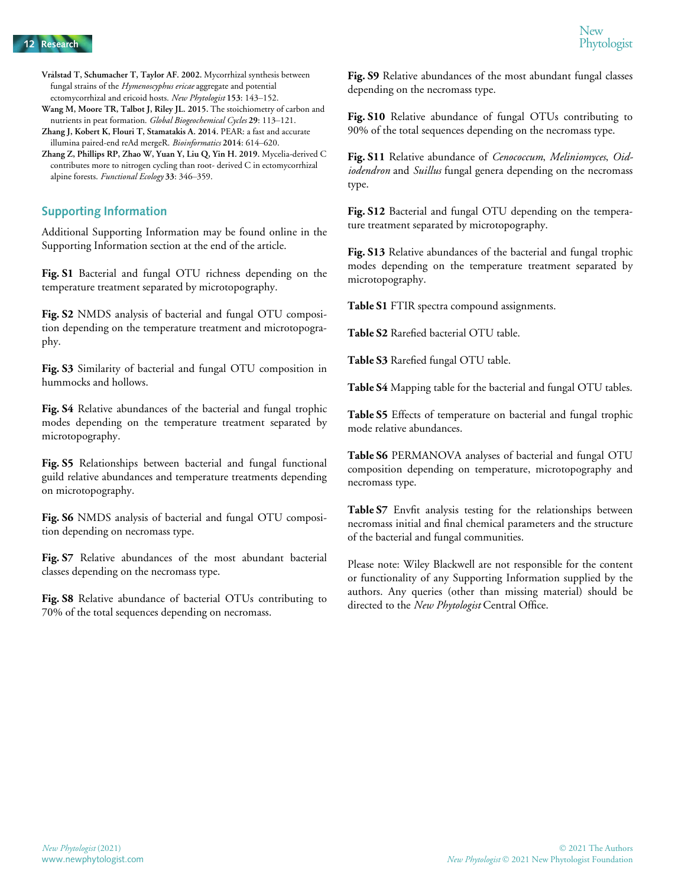**Vrålstad T, Schumacher T, Taylor AF. 2002.** Mycorrhizal synthesis between fungal strains of the *Hymenoscyphus ericae* aggregate and potential ectomycorrhizal and ericoid hosts. *New Phytologist* **153**: 143–152.

**Wang M, Moore TR, Talbot J, Riley JL. 2015.** The stoichiometry of carbon and nutrients in peat formation. *Global Biogeochemical Cycles* **29**: 113–121.

**Zhang J, Kobert K, Flouri T, Stamatakis A. 2014.** PEAR: a fast and accurate illumina paired-end reAd mergeR. *Bioinformatics* **2014**: 614–620.

**Zhang Z, Phillips RP, Zhao W, Yuan Y, Liu Q, Yin H. 2019.** Mycelia-derived C contributes more to nitrogen cycling than root- derived C in ectomycorrhizal alpine forests. *Functional Ecology* **33**: 346–359.

## Supporting Information

Additional Supporting Information may be found online in the Supporting Information section at the end of the article.

**Fig. S1** Bacterial and fungal OTU richness depending on the temperature treatment separated by microtopography.

**Fig. S2** NMDS analysis of bacterial and fungal OTU composition depending on the temperature treatment and microtopography.

**Fig. S3** Similarity of bacterial and fungal OTU composition in hummocks and hollows.

**Fig. S4** Relative abundances of the bacterial and fungal trophic modes depending on the temperature treatment separated by microtopography.

**Fig. S5** Relationships between bacterial and fungal functional guild relative abundances and temperature treatments depending on microtopography.

**Fig. S6** NMDS analysis of bacterial and fungal OTU composition depending on necromass type.

**Fig. S7** Relative abundances of the most abundant bacterial classes depending on the necromass type.

**Fig. S8** Relative abundance of bacterial OTUs contributing to 70% of the total sequences depending on necromass.

**Fig. S9** Relative abundances of the most abundant fungal classes depending on the necromass type.

**Fig. S10** Relative abundance of fungal OTUs contributing to 90% of the total sequences depending on the necromass type.

**Fig. S11** Relative abundance of *Cenococcum*, *Meliniomyces*, *Oidiodendron* and *Suillus* fungal genera depending on the necromass type.

**Fig. S12** Bacterial and fungal OTU depending on the temperature treatment separated by microtopography.

**Fig. S13** Relative abundances of the bacterial and fungal trophic modes depending on the temperature treatment separated by microtopography.

**Table S1** FTIR spectra compound assignments.

**Table S2** Rarefied bacterial OTU table.

**Table S3** Rarefied fungal OTU table.

**Table S4** Mapping table for the bacterial and fungal OTU tables.

**Table S5** Effects of temperature on bacterial and fungal trophic mode relative abundances.

**Table S6** PERMANOVA analyses of bacterial and fungal OTU composition depending on temperature, microtopography and necromass type.

**Table S7** Envfit analysis testing for the relationships between necromass initial and final chemical parameters and the structure of the bacterial and fungal communities.

Please note: Wiley Blackwell are not responsible for the content or functionality of any Supporting Information supplied by the authors. Any queries (other than missing material) should be directed to the *New Phytologist* Central Office.